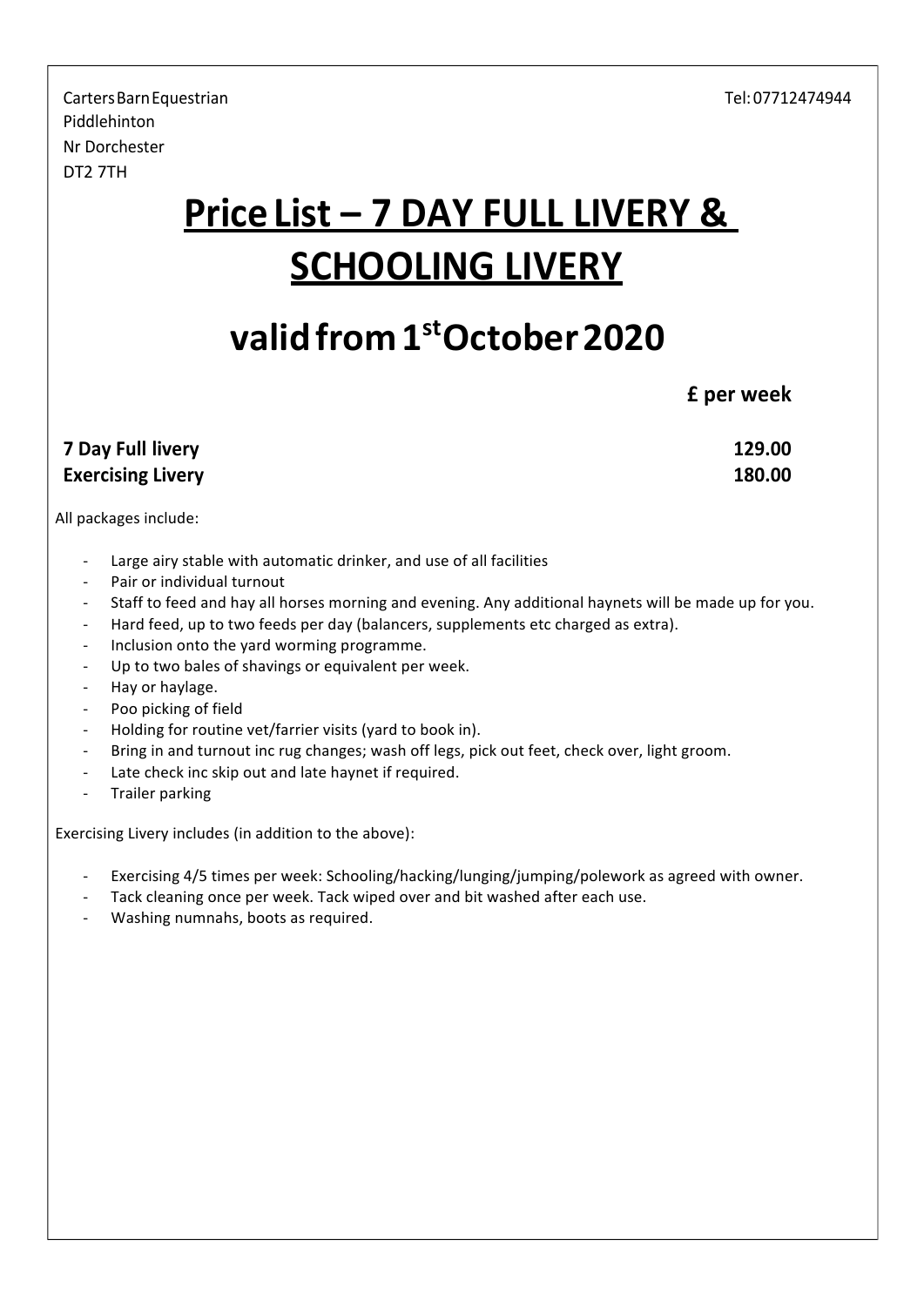Carters Barn Equestrian
Piddlehinton
Nr Dorchester
DT2 7TH

Tel: 07712474944

# Price List – 7 DAY FULL LIVERY & SCHOOLING LIVERY

## valid from 1st October 2020

| | £ per week |
|---|---|
| **7 Day Full livery** | **129.00** |
| **Exercising Livery** | **180.00** |

All packages include:

- Large airy stable with automatic drinker, and use of all facilities
- Pair or individual turnout
- Staff to feed and hay all horses morning and evening. Any additional haynets will be made up for you.
- Hard feed, up to two feeds per day (balancers, supplements etc charged as extra).
- Inclusion onto the yard worming programme.
- Up to two bales of shavings or equivalent per week.
- Hay or haylage.
- Poo picking of field
- Holding for routine vet/farrier visits (yard to book in).
- Bring in and turnout inc rug changes; wash off legs, pick out feet, check over, light groom.
- Late check inc skip out and late haynet if required.
- Trailer parking

Exercising Livery includes (in addition to the above):

- Exercising 4/5 times per week: Schooling/hacking/lunging/jumping/polework as agreed with owner.
- Tack cleaning once per week. Tack wiped over and bit washed after each use.
- Washing numnahs, boots as required.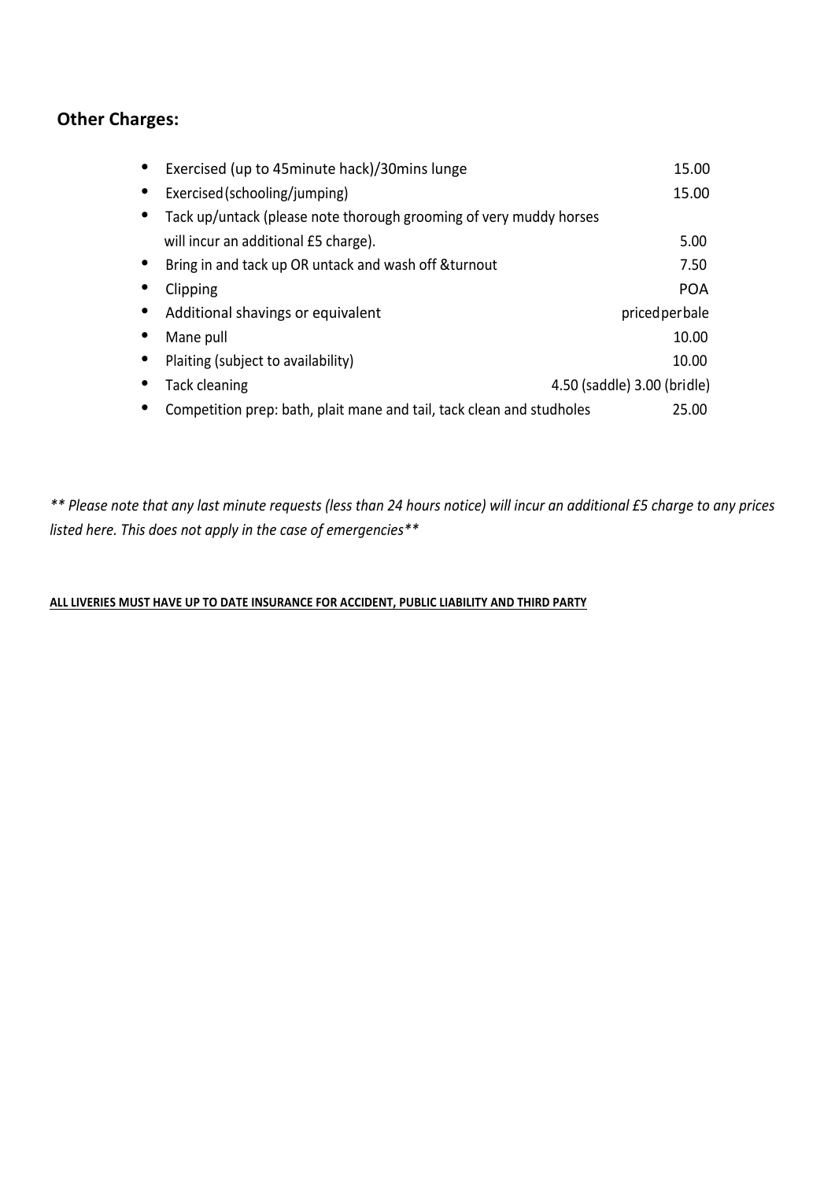## Other Charges:

- Exercised (up to 45minute hack)/30mins lunge 15.00
- Exercised (schooling/jumping) 15.00
- Tack up/untack (please note thorough grooming of very muddy horses will incur an additional £5 charge). 5.00
- Bring in and tack up OR untack and wash off &turnout 7.50
- Clipping POA
- Additional shavings or equivalent priced per bale
- Mane pull 10.00
- Plaiting (subject to availability) 10.00
- Tack cleaning 4.50 (saddle) 3.00 (bridle)
- Competition prep: bath, plait mane and tail, tack clean and studholes 25.00

*** Please note that any last minute requests (less than 24 hours notice) will incur an additional £5 charge to any prices listed here. This does not apply in the case of emergencies***

**ALL LIVERIES MUST HAVE UP TO DATE INSURANCE FOR ACCIDENT, PUBLIC LIABILITY AND THIRD PARTY**